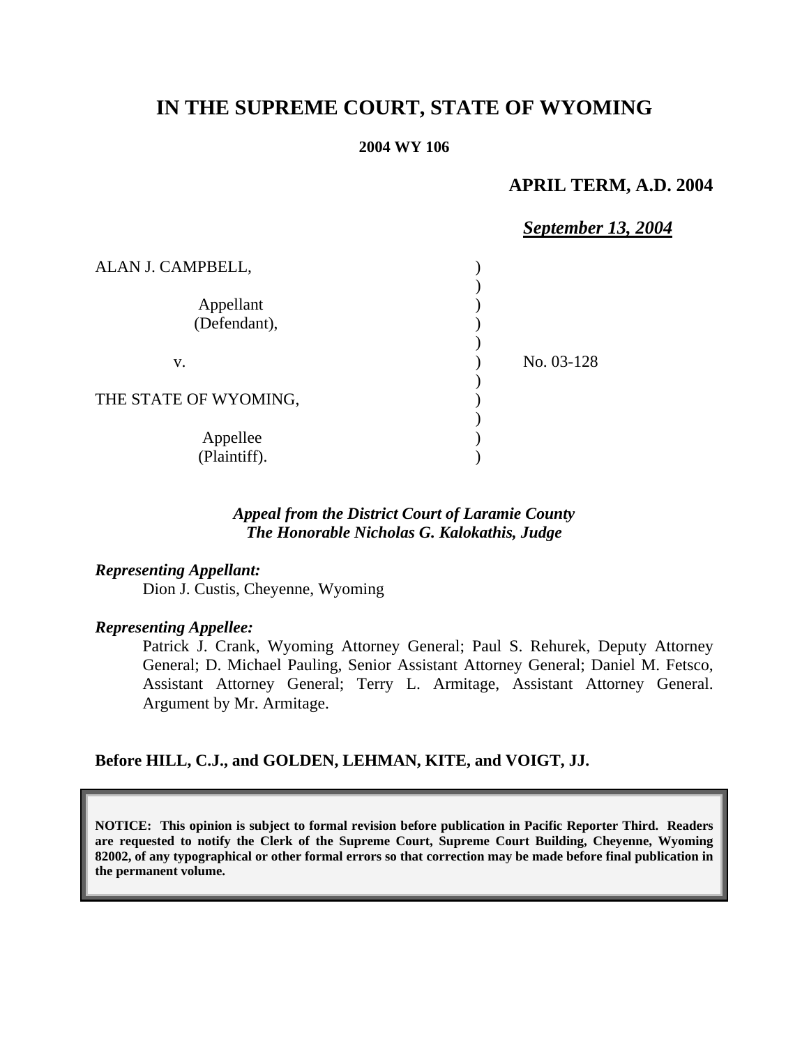# IN THE SUPREME COURT, STATE OF WYOMING

**2004 WY 106**

**APRIL TERM, A.D. 2004**

***September 13, 2004***

| | | |
|---|---|---|
| ALAN J. CAMPBELL, | ) | |
| | ) | |
| Appellant | ) | |
| (Defendant), | ) | |
| | ) | |
| v. | ) | No. 03-128 |
| | ) | |
| THE STATE OF WYOMING, | ) | |
| | ) | |
| Appellee | ) | |
| (Plaintiff). | ) | |

***Appeal from the District Court of Laramie County***
***The Honorable Nicholas G. Kalokathis, Judge***

***Representing Appellant:***

Dion J. Custis, Cheyenne, Wyoming

***Representing Appellee:***

Patrick J. Crank, Wyoming Attorney General; Paul S. Rehurek, Deputy Attorney General; D. Michael Pauling, Senior Assistant Attorney General; Daniel M. Fetsco, Assistant Attorney General; Terry L. Armitage, Assistant Attorney General. Argument by Mr. Armitage.

**Before HILL, C.J., and GOLDEN, LEHMAN, KITE, and VOIGT, JJ.**

**NOTICE: This opinion is subject to formal revision before publication in Pacific Reporter Third. Readers are requested to notify the Clerk of the Supreme Court, Supreme Court Building, Cheyenne, Wyoming 82002, of any typographical or other formal errors so that correction may be made before final publication in the permanent volume.**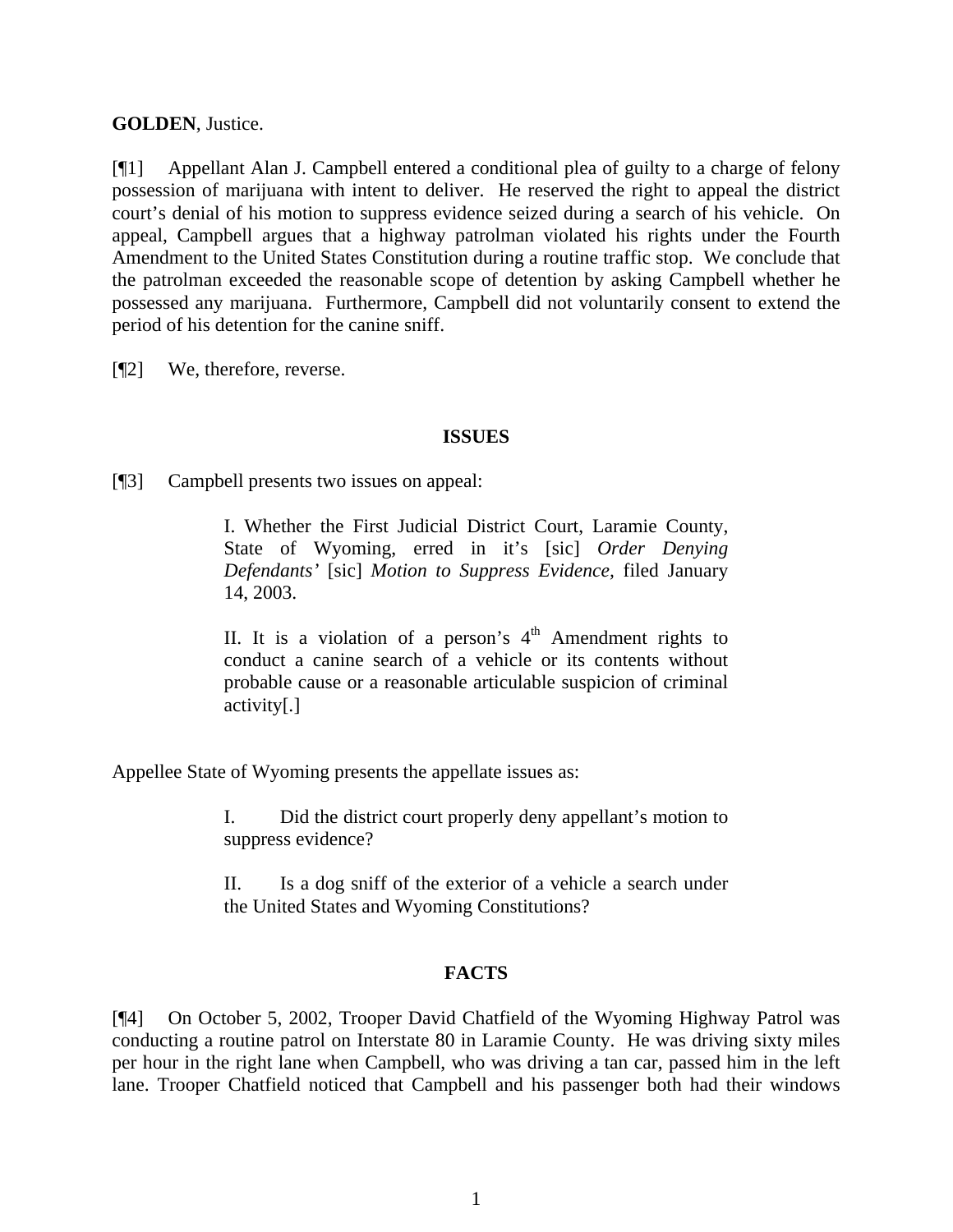**GOLDEN**, Justice.

[¶1] Appellant Alan J. Campbell entered a conditional plea of guilty to a charge of felony possession of marijuana with intent to deliver. He reserved the right to appeal the district court's denial of his motion to suppress evidence seized during a search of his vehicle. On appeal, Campbell argues that a highway patrolman violated his rights under the Fourth Amendment to the United States Constitution during a routine traffic stop. We conclude that the patrolman exceeded the reasonable scope of detention by asking Campbell whether he possessed any marijuana. Furthermore, Campbell did not voluntarily consent to extend the period of his detention for the canine sniff.

[¶2] We, therefore, reverse.

## ISSUES

[¶3] Campbell presents two issues on appeal:

> I. Whether the First Judicial District Court, Laramie County, State of Wyoming, erred in it's [sic] *Order Denying Defendants'* [sic] *Motion to Suppress Evidence*, filed January 14, 2003.
>
> II. It is a violation of a person's 4th Amendment rights to conduct a canine search of a vehicle or its contents without probable cause or a reasonable articulable suspicion of criminal activity[.]

Appellee State of Wyoming presents the appellate issues as:

> I. Did the district court properly deny appellant's motion to suppress evidence?
>
> II. Is a dog sniff of the exterior of a vehicle a search under the United States and Wyoming Constitutions?

## FACTS

[¶4] On October 5, 2002, Trooper David Chatfield of the Wyoming Highway Patrol was conducting a routine patrol on Interstate 80 in Laramie County. He was driving sixty miles per hour in the right lane when Campbell, who was driving a tan car, passed him in the left lane. Trooper Chatfield noticed that Campbell and his passenger both had their windows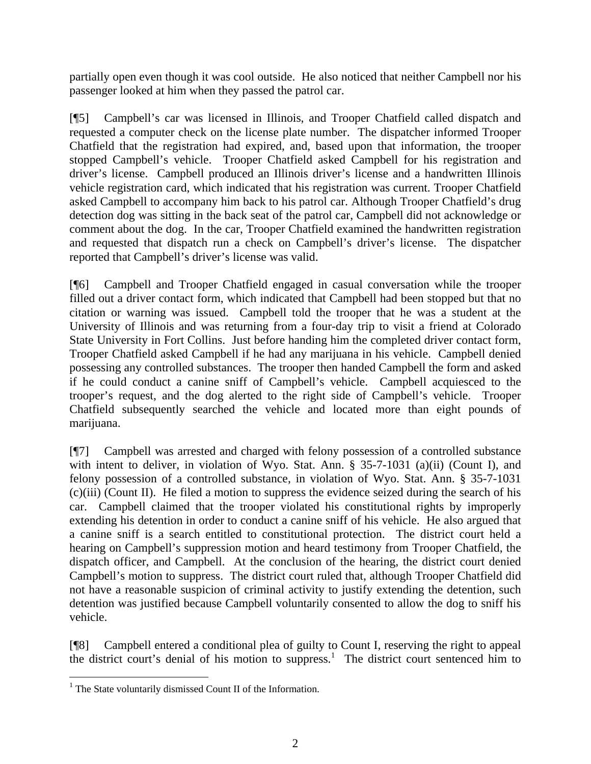partially open even though it was cool outside. He also noticed that neither Campbell nor his passenger looked at him when they passed the patrol car.

[¶5] Campbell's car was licensed in Illinois, and Trooper Chatfield called dispatch and requested a computer check on the license plate number. The dispatcher informed Trooper Chatfield that the registration had expired, and, based upon that information, the trooper stopped Campbell's vehicle. Trooper Chatfield asked Campbell for his registration and driver's license. Campbell produced an Illinois driver's license and a handwritten Illinois vehicle registration card, which indicated that his registration was current. Trooper Chatfield asked Campbell to accompany him back to his patrol car. Although Trooper Chatfield's drug detection dog was sitting in the back seat of the patrol car, Campbell did not acknowledge or comment about the dog. In the car, Trooper Chatfield examined the handwritten registration and requested that dispatch run a check on Campbell's driver's license. The dispatcher reported that Campbell's driver's license was valid.

[¶6] Campbell and Trooper Chatfield engaged in casual conversation while the trooper filled out a driver contact form, which indicated that Campbell had been stopped but that no citation or warning was issued. Campbell told the trooper that he was a student at the University of Illinois and was returning from a four-day trip to visit a friend at Colorado State University in Fort Collins. Just before handing him the completed driver contact form, Trooper Chatfield asked Campbell if he had any marijuana in his vehicle. Campbell denied possessing any controlled substances. The trooper then handed Campbell the form and asked if he could conduct a canine sniff of Campbell's vehicle. Campbell acquiesced to the trooper's request, and the dog alerted to the right side of Campbell's vehicle. Trooper Chatfield subsequently searched the vehicle and located more than eight pounds of marijuana.

[¶7] Campbell was arrested and charged with felony possession of a controlled substance with intent to deliver, in violation of Wyo. Stat. Ann. § 35-7-1031 (a)(ii) (Count I), and felony possession of a controlled substance, in violation of Wyo. Stat. Ann. § 35-7-1031 (c)(iii) (Count II). He filed a motion to suppress the evidence seized during the search of his car. Campbell claimed that the trooper violated his constitutional rights by improperly extending his detention in order to conduct a canine sniff of his vehicle. He also argued that a canine sniff is a search entitled to constitutional protection. The district court held a hearing on Campbell's suppression motion and heard testimony from Trooper Chatfield, the dispatch officer, and Campbell. At the conclusion of the hearing, the district court denied Campbell's motion to suppress. The district court ruled that, although Trooper Chatfield did not have a reasonable suspicion of criminal activity to justify extending the detention, such detention was justified because Campbell voluntarily consented to allow the dog to sniff his vehicle.

[¶8] Campbell entered a conditional plea of guilty to Count I, reserving the right to appeal the district court's denial of his motion to suppress.[1] The district court sentenced him to

[1] The State voluntarily dismissed Count II of the Information.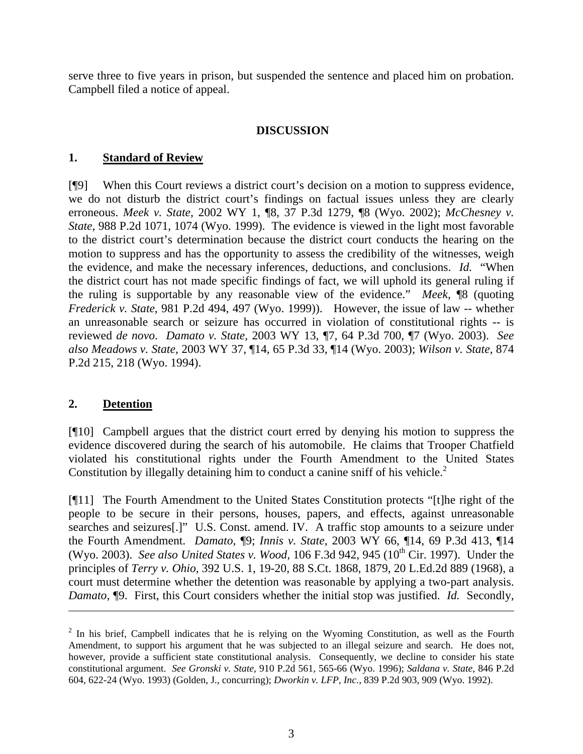serve three to five years in prison, but suspended the sentence and placed him on probation. Campbell filed a notice of appeal.

## DISCUSSION

### 1. Standard of Review

[¶9] When this Court reviews a district court's decision on a motion to suppress evidence, we do not disturb the district court's findings on factual issues unless they are clearly erroneous. *Meek v. State,* 2002 WY 1, ¶8, 37 P.3d 1279, ¶8 (Wyo. 2002); *McChesney v. State,* 988 P.2d 1071, 1074 (Wyo. 1999). The evidence is viewed in the light most favorable to the district court's determination because the district court conducts the hearing on the motion to suppress and has the opportunity to assess the credibility of the witnesses, weigh the evidence, and make the necessary inferences, deductions, and conclusions. *Id.* "When the district court has not made specific findings of fact, we will uphold its general ruling if the ruling is supportable by any reasonable view of the evidence." *Meek,* ¶8 (quoting *Frederick v. State*, 981 P.2d 494, 497 (Wyo. 1999)). However, the issue of law -- whether an unreasonable search or seizure has occurred in violation of constitutional rights -- is reviewed *de novo*. *Damato v. State,* 2003 WY 13, ¶7, 64 P.3d 700, ¶7 (Wyo. 2003). *See also Meadows v. State,* 2003 WY 37, ¶14, 65 P.3d 33, ¶14 (Wyo. 2003); *Wilson v. State,* 874 P.2d 215, 218 (Wyo. 1994).

### 2. Detention

[¶10] Campbell argues that the district court erred by denying his motion to suppress the evidence discovered during the search of his automobile. He claims that Trooper Chatfield violated his constitutional rights under the Fourth Amendment to the United States Constitution by illegally detaining him to conduct a canine sniff of his vehicle.[2]

[¶11] The Fourth Amendment to the United States Constitution protects "[t]he right of the people to be secure in their persons, houses, papers, and effects, against unreasonable searches and seizures[.]" U.S. Const. amend. IV. A traffic stop amounts to a seizure under the Fourth Amendment. *Damato,* ¶9; *Innis v. State,* 2003 WY 66, ¶14, 69 P.3d 413, ¶14 (Wyo. 2003). *See also United States v. Wood,* 106 F.3d 942, 945 (10th Cir. 1997). Under the principles of *Terry v. Ohio,* 392 U.S. 1, 19-20, 88 S.Ct. 1868, 1879, 20 L.Ed.2d 889 (1968), a court must determine whether the detention was reasonable by applying a two-part analysis. *Damato,* ¶9. First, this Court considers whether the initial stop was justified. *Id.* Secondly,

---

[2] In his brief, Campbell indicates that he is relying on the Wyoming Constitution, as well as the Fourth Amendment, to support his argument that he was subjected to an illegal seizure and search. He does not, however, provide a sufficient state constitutional analysis. Consequently, we decline to consider his state constitutional argument. *See Gronski v. State,* 910 P.2d 561, 565-66 (Wyo. 1996); *Saldana v. State,* 846 P.2d 604, 622-24 (Wyo. 1993) (Golden, J., concurring); *Dworkin v. LFP, Inc.,* 839 P.2d 903, 909 (Wyo. 1992).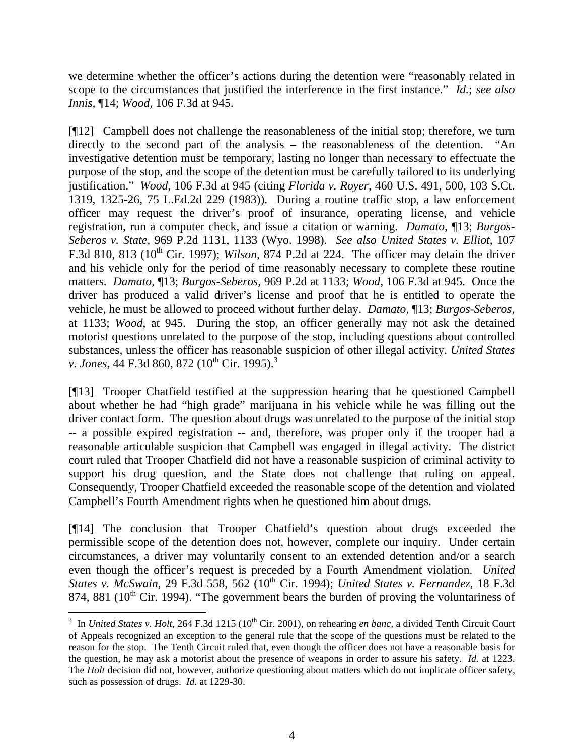we determine whether the officer's actions during the detention were "reasonably related in scope to the circumstances that justified the interference in the first instance." *Id.*; *see also Innis,* ¶14; *Wood,* 106 F.3d at 945.

[¶12] Campbell does not challenge the reasonableness of the initial stop; therefore, we turn directly to the second part of the analysis – the reasonableness of the detention. "An investigative detention must be temporary, lasting no longer than necessary to effectuate the purpose of the stop, and the scope of the detention must be carefully tailored to its underlying justification." *Wood,* 106 F.3d at 945 (citing *Florida v. Royer,* 460 U.S. 491, 500, 103 S.Ct. 1319, 1325-26, 75 L.Ed.2d 229 (1983)). During a routine traffic stop, a law enforcement officer may request the driver's proof of insurance, operating license, and vehicle registration, run a computer check, and issue a citation or warning. *Damato,* ¶13; *Burgos-Seberos v. State,* 969 P.2d 1131, 1133 (Wyo. 1998). *See also United States v. Elliot,* 107 F.3d 810, 813 (10th Cir. 1997); *Wilson,* 874 P.2d at 224. The officer may detain the driver and his vehicle only for the period of time reasonably necessary to complete these routine matters. *Damato,* ¶13; *Burgos-Seberos*, 969 P.2d at 1133; *Wood,* 106 F.3d at 945. Once the driver has produced a valid driver's license and proof that he is entitled to operate the vehicle, he must be allowed to proceed without further delay. *Damato*, ¶13; *Burgos-Seberos*, at 1133; *Wood*, at 945. During the stop, an officer generally may not ask the detained motorist questions unrelated to the purpose of the stop, including questions about controlled substances, unless the officer has reasonable suspicion of other illegal activity. *United States v. Jones,* 44 F.3d 860, 872 (10th Cir. 1995).[3]

[¶13] Trooper Chatfield testified at the suppression hearing that he questioned Campbell about whether he had "high grade" marijuana in his vehicle while he was filling out the driver contact form. The question about drugs was unrelated to the purpose of the initial stop -- a possible expired registration -- and, therefore, was proper only if the trooper had a reasonable articulable suspicion that Campbell was engaged in illegal activity. The district court ruled that Trooper Chatfield did not have a reasonable suspicion of criminal activity to support his drug question, and the State does not challenge that ruling on appeal. Consequently, Trooper Chatfield exceeded the reasonable scope of the detention and violated Campbell's Fourth Amendment rights when he questioned him about drugs.

[¶14] The conclusion that Trooper Chatfield's question about drugs exceeded the permissible scope of the detention does not, however, complete our inquiry. Under certain circumstances, a driver may voluntarily consent to an extended detention and/or a search even though the officer's request is preceded by a Fourth Amendment violation. *United States v. McSwain,* 29 F.3d 558, 562 (10th Cir. 1994); *United States v. Fernandez,* 18 F.3d 874, 881 (10th Cir. 1994). "The government bears the burden of proving the voluntariness of

---

[3] In *United States v. Holt,* 264 F.3d 1215 (10th Cir. 2001), on rehearing *en banc,* a divided Tenth Circuit Court of Appeals recognized an exception to the general rule that the scope of the questions must be related to the reason for the stop. The Tenth Circuit ruled that, even though the officer does not have a reasonable basis for the question, he may ask a motorist about the presence of weapons in order to assure his safety. *Id.* at 1223. The *Holt* decision did not, however, authorize questioning about matters which do not implicate officer safety, such as possession of drugs. *Id.* at 1229-30.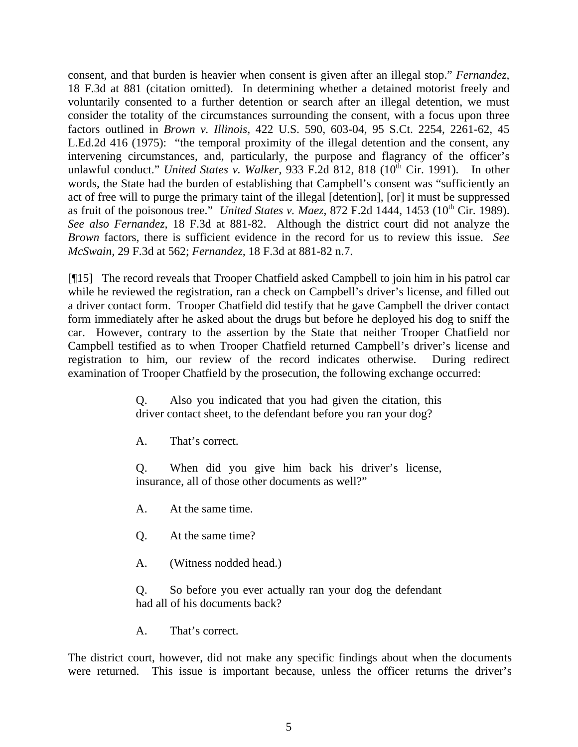consent, and that burden is heavier when consent is given after an illegal stop." *Fernandez,* 18 F.3d at 881 (citation omitted). In determining whether a detained motorist freely and voluntarily consented to a further detention or search after an illegal detention, we must consider the totality of the circumstances surrounding the consent, with a focus upon three factors outlined in *Brown v. Illinois,* 422 U.S. 590, 603-04, 95 S.Ct. 2254, 2261-62, 45 L.Ed.2d 416 (1975): "the temporal proximity of the illegal detention and the consent, any intervening circumstances, and, particularly, the purpose and flagrancy of the officer's unlawful conduct." *United States v. Walker,* 933 F.2d 812, 818 (10th Cir. 1991). In other words, the State had the burden of establishing that Campbell's consent was "sufficiently an act of free will to purge the primary taint of the illegal [detention], [or] it must be suppressed as fruit of the poisonous tree." *United States v. Maez*, 872 F.2d 1444, 1453 (10th Cir. 1989). *See also Fernandez,* 18 F.3d at 881-82. Although the district court did not analyze the *Brown* factors, there is sufficient evidence in the record for us to review this issue. *See McSwain*, 29 F.3d at 562; *Fernandez,* 18 F.3d at 881-82 n.7.

[¶15] The record reveals that Trooper Chatfield asked Campbell to join him in his patrol car while he reviewed the registration, ran a check on Campbell's driver's license, and filled out a driver contact form. Trooper Chatfield did testify that he gave Campbell the driver contact form immediately after he asked about the drugs but before he deployed his dog to sniff the car. However, contrary to the assertion by the State that neither Trooper Chatfield nor Campbell testified as to when Trooper Chatfield returned Campbell's driver's license and registration to him, our review of the record indicates otherwise. During redirect examination of Trooper Chatfield by the prosecution, the following exchange occurred:

> Q. Also you indicated that you had given the citation, this driver contact sheet, to the defendant before you ran your dog?
>
> A. That's correct.
>
> Q. When did you give him back his driver's license, insurance, all of those other documents as well?"
>
> A. At the same time.
>
> Q. At the same time?
>
> A. (Witness nodded head.)
>
> Q. So before you ever actually ran your dog the defendant had all of his documents back?
>
> A. That's correct.

The district court, however, did not make any specific findings about when the documents were returned. This issue is important because, unless the officer returns the driver's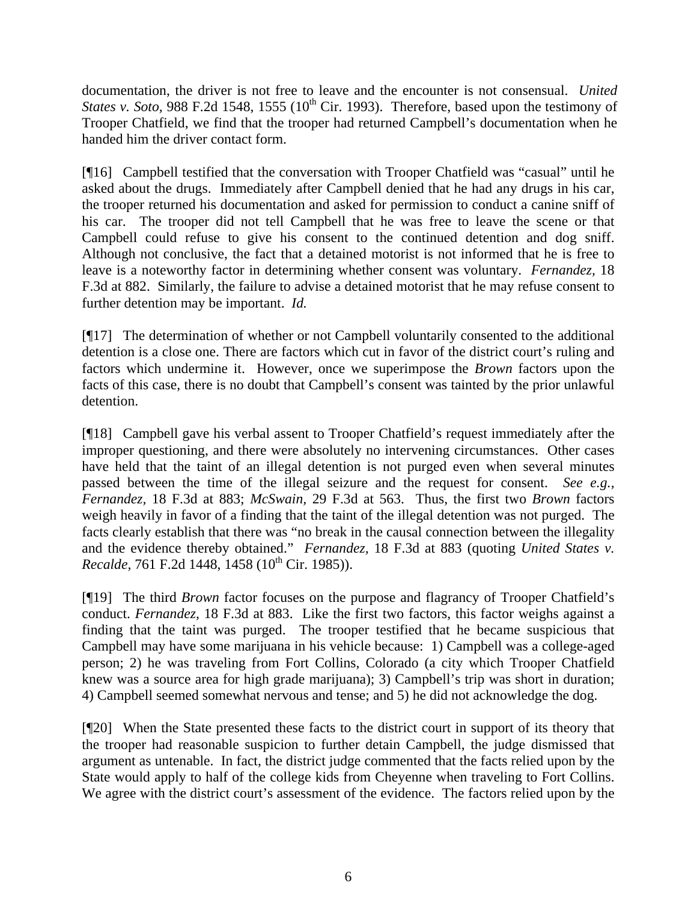documentation, the driver is not free to leave and the encounter is not consensual. *United States v. Soto*, 988 F.2d 1548, 1555 (10th Cir. 1993). Therefore, based upon the testimony of Trooper Chatfield, we find that the trooper had returned Campbell's documentation when he handed him the driver contact form.

[¶16] Campbell testified that the conversation with Trooper Chatfield was "casual" until he asked about the drugs. Immediately after Campbell denied that he had any drugs in his car, the trooper returned his documentation and asked for permission to conduct a canine sniff of his car. The trooper did not tell Campbell that he was free to leave the scene or that Campbell could refuse to give his consent to the continued detention and dog sniff. Although not conclusive, the fact that a detained motorist is not informed that he is free to leave is a noteworthy factor in determining whether consent was voluntary. *Fernandez,* 18 F.3d at 882. Similarly, the failure to advise a detained motorist that he may refuse consent to further detention may be important. *Id.*

[¶17] The determination of whether or not Campbell voluntarily consented to the additional detention is a close one. There are factors which cut in favor of the district court's ruling and factors which undermine it. However, once we superimpose the *Brown* factors upon the facts of this case, there is no doubt that Campbell's consent was tainted by the prior unlawful detention.

[¶18] Campbell gave his verbal assent to Trooper Chatfield's request immediately after the improper questioning, and there were absolutely no intervening circumstances. Other cases have held that the taint of an illegal detention is not purged even when several minutes passed between the time of the illegal seizure and the request for consent. *See e.g., Fernandez*, 18 F.3d at 883; *McSwain*, 29 F.3d at 563. Thus, the first two *Brown* factors weigh heavily in favor of a finding that the taint of the illegal detention was not purged. The facts clearly establish that there was "no break in the causal connection between the illegality and the evidence thereby obtained." *Fernandez,* 18 F.3d at 883 (quoting *United States v. Recalde*, 761 F.2d 1448, 1458 (10th Cir. 1985)).

[¶19] The third *Brown* factor focuses on the purpose and flagrancy of Trooper Chatfield's conduct. *Fernandez,* 18 F.3d at 883. Like the first two factors, this factor weighs against a finding that the taint was purged. The trooper testified that he became suspicious that Campbell may have some marijuana in his vehicle because: 1) Campbell was a college-aged person; 2) he was traveling from Fort Collins, Colorado (a city which Trooper Chatfield knew was a source area for high grade marijuana); 3) Campbell's trip was short in duration; 4) Campbell seemed somewhat nervous and tense; and 5) he did not acknowledge the dog.

[¶20] When the State presented these facts to the district court in support of its theory that the trooper had reasonable suspicion to further detain Campbell, the judge dismissed that argument as untenable. In fact, the district judge commented that the facts relied upon by the State would apply to half of the college kids from Cheyenne when traveling to Fort Collins. We agree with the district court's assessment of the evidence. The factors relied upon by the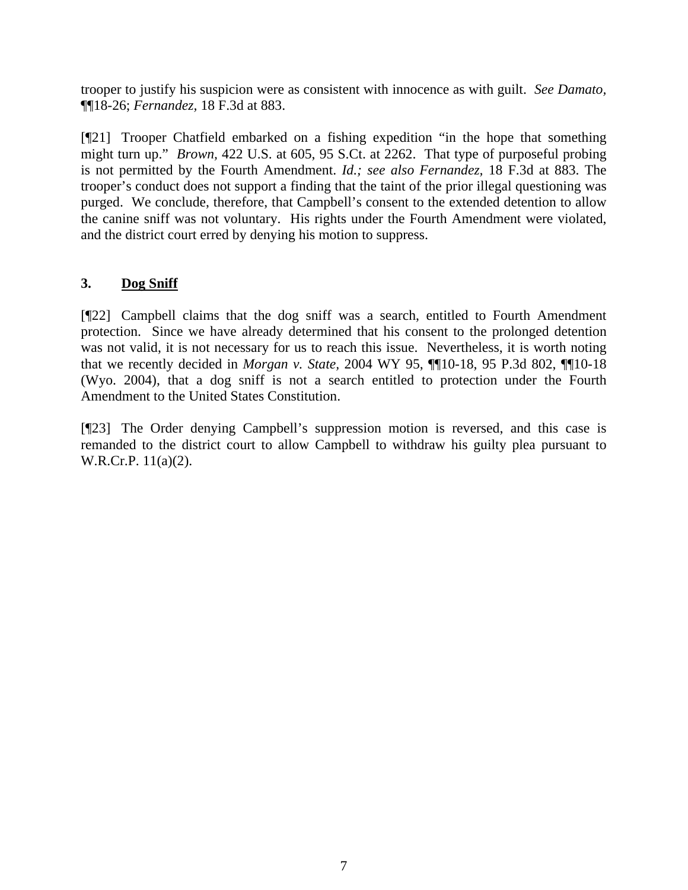trooper to justify his suspicion were as consistent with innocence as with guilt. *See Damato,* ¶¶18-26; *Fernandez,* 18 F.3d at 883.

[¶21] Trooper Chatfield embarked on a fishing expedition "in the hope that something might turn up." *Brown,* 422 U.S. at 605, 95 S.Ct. at 2262. That type of purposeful probing is not permitted by the Fourth Amendment. *Id.; see also Fernandez,* 18 F.3d at 883. The trooper's conduct does not support a finding that the taint of the prior illegal questioning was purged. We conclude, therefore, that Campbell's consent to the extended detention to allow the canine sniff was not voluntary. His rights under the Fourth Amendment were violated, and the district court erred by denying his motion to suppress.

### 3. <u>Dog Sniff</u>

[¶22] Campbell claims that the dog sniff was a search, entitled to Fourth Amendment protection. Since we have already determined that his consent to the prolonged detention was not valid, it is not necessary for us to reach this issue. Nevertheless, it is worth noting that we recently decided in *Morgan v. State,* 2004 WY 95, ¶¶10-18, 95 P.3d 802, ¶¶10-18 (Wyo. 2004), that a dog sniff is not a search entitled to protection under the Fourth Amendment to the United States Constitution.

[¶23] The Order denying Campbell's suppression motion is reversed, and this case is remanded to the district court to allow Campbell to withdraw his guilty plea pursuant to W.R.Cr.P. 11(a)(2).